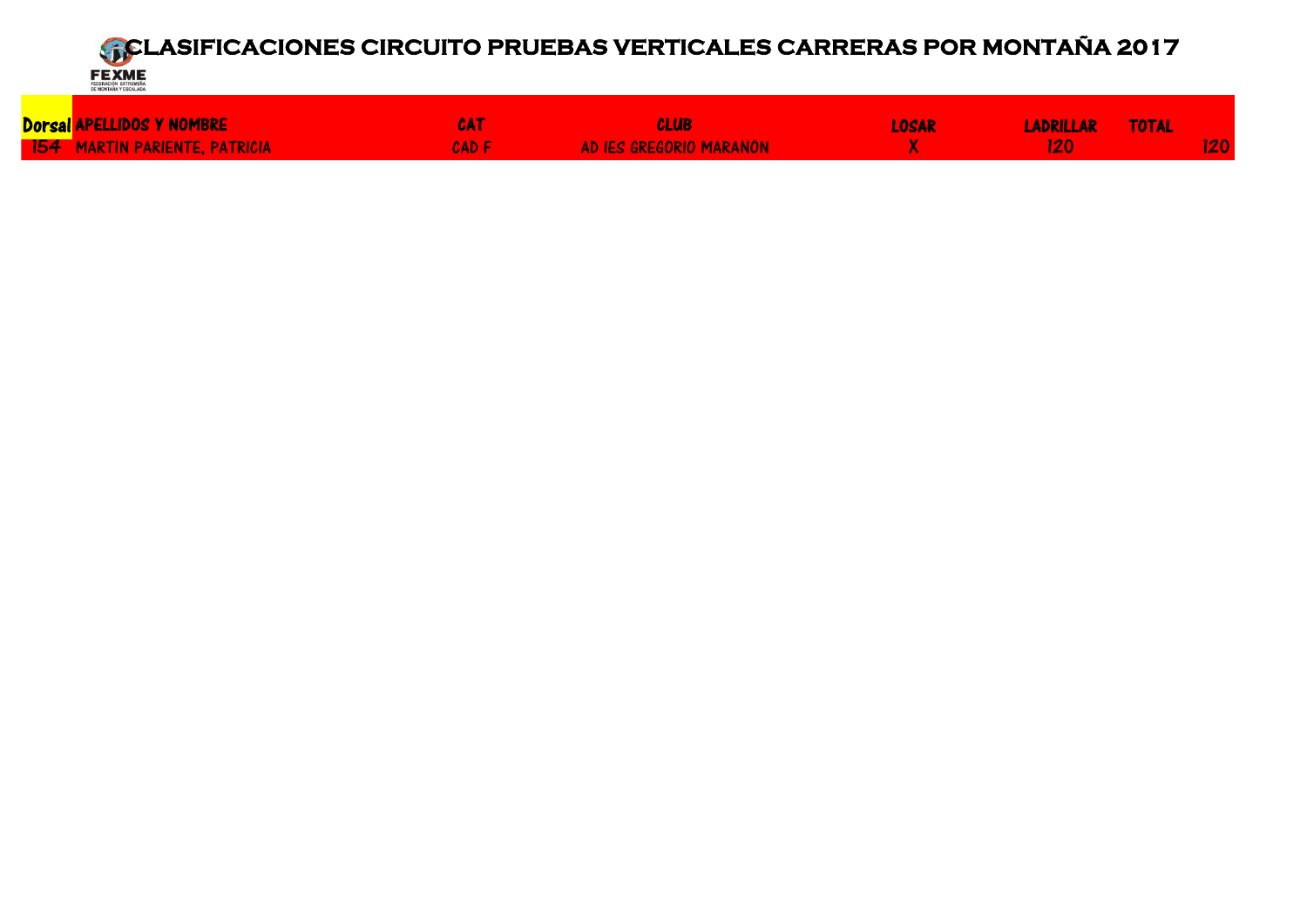# CLASIFICACIONES CIRCUITO PRUEBAS VERTICALES CARRERAS POR MONTAÑA 2017

FEXME
FEDERACIÓN EXTREMEÑA DE MONTAÑA Y ESCALADA

| Dorsal | APELLIDOS Y NOMBRE | CAT | CLUB | LOSAR | LADRILLAR | TOTAL |
|---|---|---|---|---|---|---|
| 154 | MARTIN PARIENTE, PATRICIA | CAD F | AD IES GREGORIO MARAÑON | X | 120 | 120 |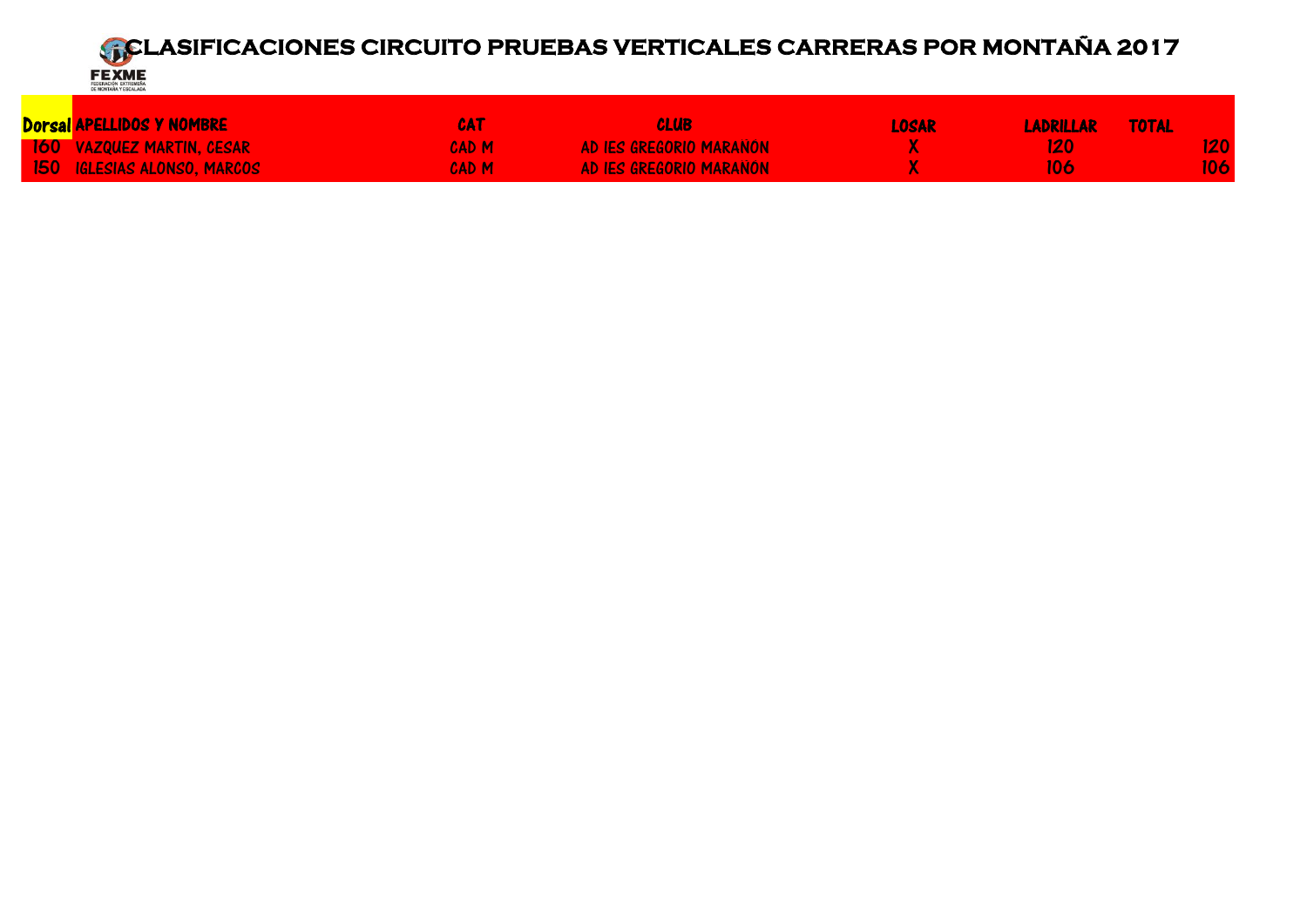# CLASIFICACIONES CIRCUITO PRUEBAS VERTICALES CARRERAS POR MONTAÑA 2017

FEXME
FEDERACIÓN EXTREMEÑA DE MONTAÑA Y ESCALADA

| Dorsal | APELLIDOS Y NOMBRE | CAT | CLUB | LOSAR | LADRILLAR | TOTAL |
|---|---|---|---|---|---|---|
| 160 | VAZQUEZ MARTIN, CESAR | CAD M | AD IES GREGORIO MARAÑON | X | 120 | 120 |
| 150 | IGLESIAS ALONSO, MARCOS | CAD M | AD IES GREGORIO MARAÑON | X | 106 | 106 |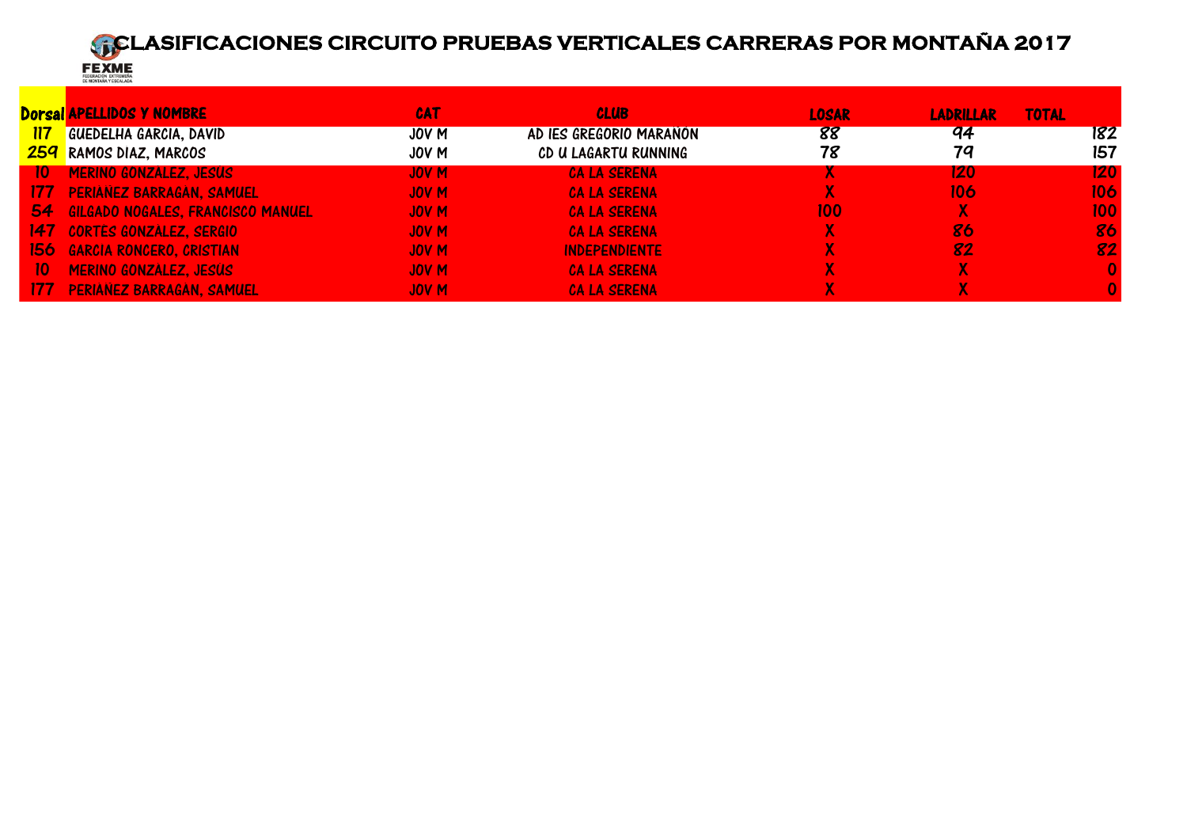# CLASIFICACIONES CIRCUITO PRUEBAS VERTICALES CARRERAS POR MONTAÑA 2017

FEXME
FEDERACIÓN EXTREMEÑA DE MONTAÑA Y ESCALADA

| Dorsal | APELLIDOS Y NOMBRE | CAT | CLUB | LOSAR | LADRILLAR | TOTAL |
|---|---|---|---|---|---|---|
| 117 | GUEDELHA GARCIA, DAVID | JOV M | AD IES GREGORIO MARAÑON | 88 | 94 | 182 |
| 259 | RAMOS DIAZ, MARCOS | JOV M | CD U LAGARTU RUNNING | 78 | 79 | 157 |
| 10 | MERINO GONZALEZ, JESUS | JOV M | CA LA SERENA | X | 120 | 120 |
| 177 | PERIAÑEZ BARRAGAN, SAMUEL | JOV M | CA LA SERENA | X | 106 | 106 |
| 54 | GILGADO NOGALES, FRANCISCO MANUEL | JOV M | CA LA SERENA | 100 | X | 100 |
| 147 | CORTES GONZALEZ, SERGIO | JOV M | CA LA SERENA | X | 86 | 86 |
| 156 | GARCIA RONCERO, CRISTIAN | JOV M | INDEPENDIENTE | X | 82 | 82 |
| 10 | MERINO GONZALEZ, JESUS | JOV M | CA LA SERENA | X | X | 0 |
| 177 | PERIAÑEZ BARRAGAN, SAMUEL | JOV M | CA LA SERENA | X | X | 0 |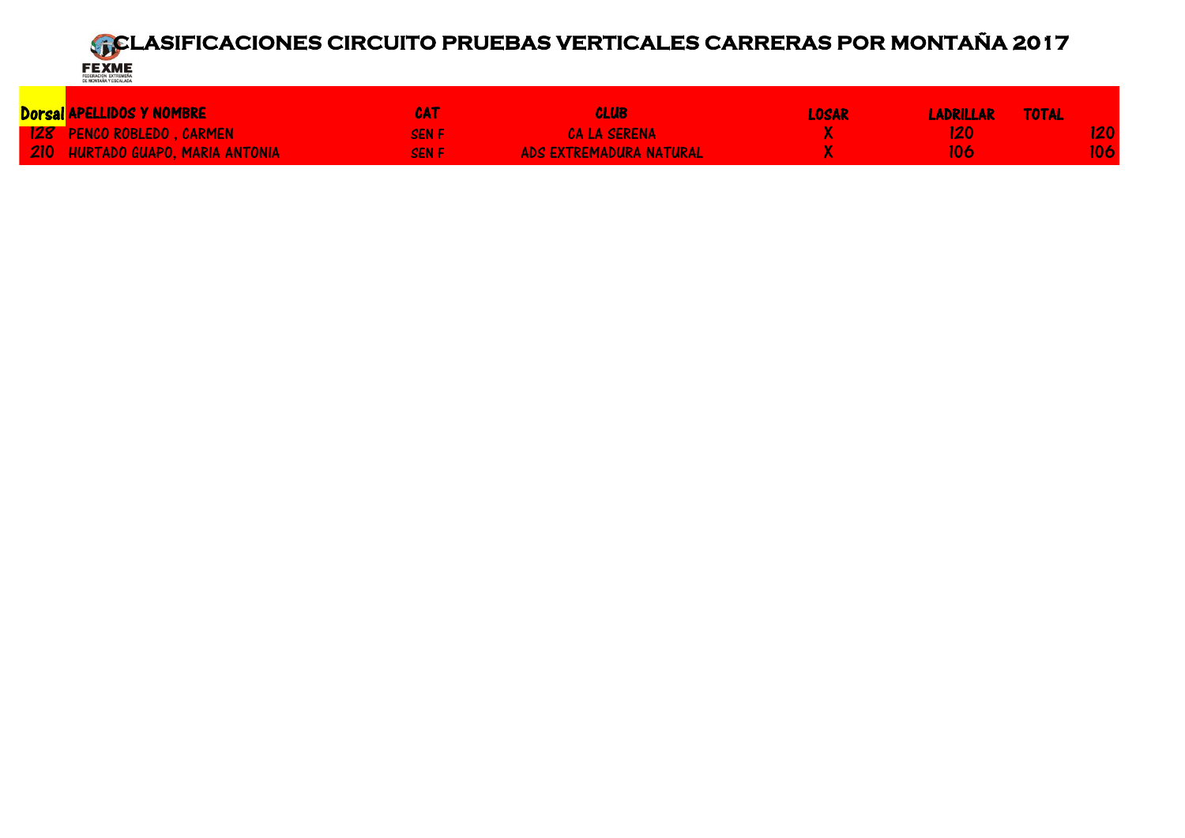# CLASIFICACIONES CIRCUITO PRUEBAS VERTICALES CARRERAS POR MONTAÑA 2017

FEXME
FEDERACIÓN EXTREMEÑA DE MONTAÑA Y ESCALADA

| Dorsal | APELLIDOS Y NOMBRE | CAT | CLUB | LOSAR | LADRILLAR | TOTAL |
|---|---|---|---|---|---|---|
| 128 | PENCO ROBLEDO , CARMEN | SEN F | CA LA SERENA | X | 120 | 120 |
| 210 | HURTADO GUAPO, MARIA ANTONIA | SEN F | ADS EXTREMADURA NATURAL | X | 106 | 106 |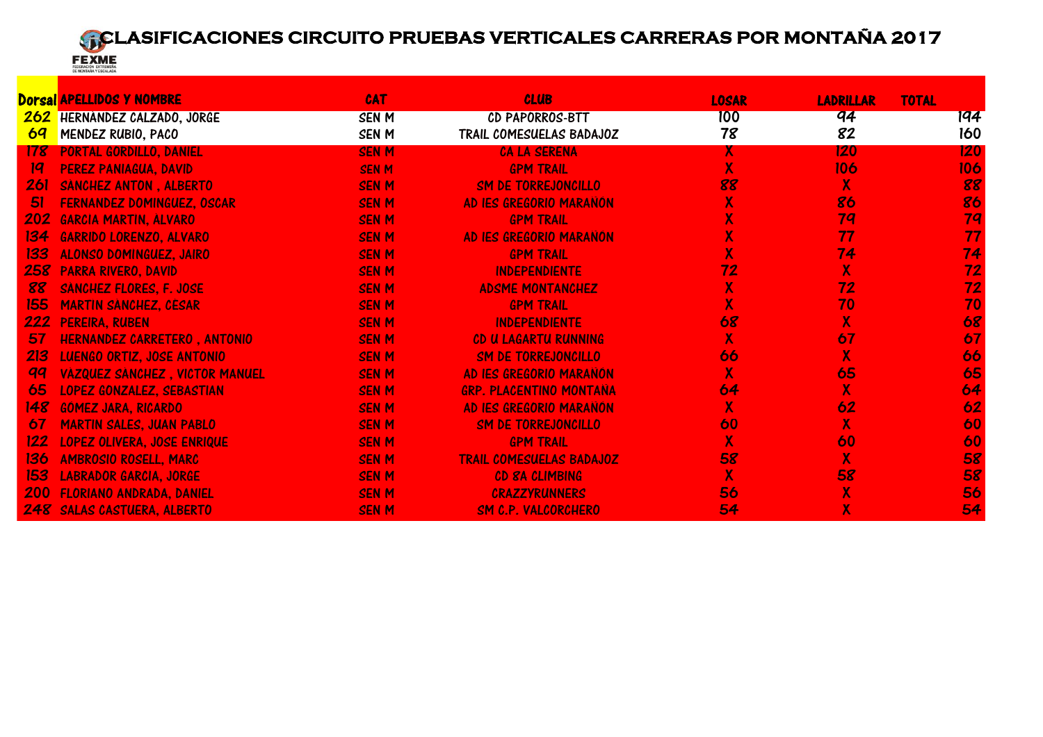# CLASIFICACIONES CIRCUITO PRUEBAS VERTICALES CARRERAS POR MONTAÑA 2017

FEXME
FEDERACIÓN EXTREMEÑA DE MONTAÑA Y ESCALADA

| Dorsal | APELLIDOS Y NOMBRE | CAT | CLUB | LOSAR | LADRILLAR | TOTAL |
|---|---|---|---|---|---|---|
| 262 | HERNANDEZ CALZADO, JORGE | SEN M | CD PAPORROS-BTT | 100 | 94 | 194 |
| 69 | MENDEZ RUBIO, PACO | SEN M | TRAIL COMESUELAS BADAJOZ | 78 | 82 | 160 |
| 178 | PORTAL GORDILLO, DANIEL | SEN M | CA LA SERENA | X | 120 | 120 |
| 19 | PEREZ PANIAGUA, DAVID | SEN M | GPM TRAIL | X | 106 | 106 |
| 261 | SANCHEZ ANTON , ALBERTO | SEN M | SM DE TORREJONCILLO | 88 | X | 88 |
| 51 | FERNANDEZ DOMINGUEZ, OSCAR | SEN M | AD IES GREGORIO MARAÑON | X | 86 | 86 |
| 202 | GARCIA MARTIN, ALVARO | SEN M | GPM TRAIL | X | 79 | 79 |
| 134 | GARRIDO LORENZO, ALVARO | SEN M | AD IES GREGORIO MARAÑON | X | 77 | 77 |
| 133 | ALONSO DOMINGUEZ, JAIRO | SEN M | GPM TRAIL | X | 74 | 74 |
| 258 | PARRA RIVERO, DAVID | SEN M | INDEPENDIENTE | 72 | X | 72 |
| 88 | SANCHEZ FLORES, F. JOSE | SEN M | ADSME MONTANCHEZ | X | 72 | 72 |
| 155 | MARTIN SANCHEZ, CESAR | SEN M | GPM TRAIL | X | 70 | 70 |
| 222 | PEREIRA, RUBEN | SEN M | INDEPENDIENTE | 68 | X | 68 |
| 57 | HERNANDEZ CARRETERO , ANTONIO | SEN M | CD U LAGARTU RUNNING | X | 67 | 67 |
| 213 | LUENGO ORTIZ, JOSE ANTONIO | SEN M | SM DE TORREJONCILLO | 66 | X | 66 |
| 99 | VAZQUEZ SANCHEZ , VICTOR MANUEL | SEN M | AD IES GREGORIO MARAÑON | X | 65 | 65 |
| 65 | LOPEZ GONZALEZ, SEBASTIAN | SEN M | GRP. PLACENTINO MONTAÑA | 64 | X | 64 |
| 148 | GÓMEZ JARA, RICARDO | SEN M | AD IES GREGORIO MARAÑON | X | 62 | 62 |
| 67 | MARTIN SALES, JUAN PABLO | SEN M | SM DE TORREJONCILLO | 60 | X | 60 |
| 122 | LOPEZ OLIVERA, JOSE ENRIQUE | SEN M | GPM TRAIL | X | 60 | 60 |
| 136 | AMBROSIO ROSELL, MARC | SEN M | TRAIL COMESUELAS BADAJOZ | 58 | X | 58 |
| 153 | LABRADOR GARCIA, JORGE | SEN M | CD 8A CLIMBING | X | 58 | 58 |
| 200 | FLORIANO ANDRADA, DANIEL | SEN M | CRAZZYRUNNERS | 56 | X | 56 |
| 248 | SALAS CASTUERA, ALBERTO | SEN M | SM C.P. VALCORCHERO | 54 | X | 54 |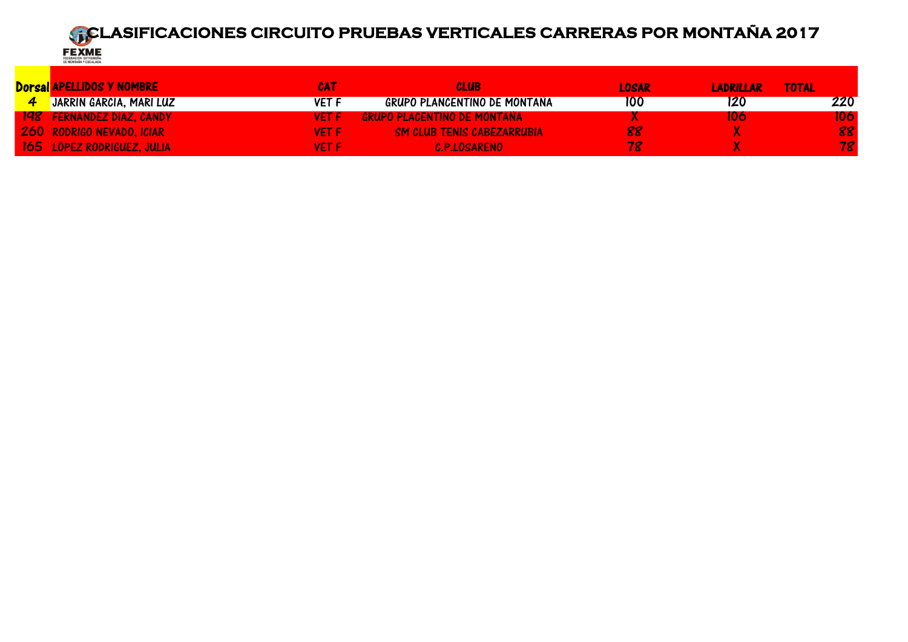# CLASIFICACIONES CIRCUITO PRUEBAS VERTICALES CARRERAS POR MONTAÑA 2017

FEXME
FEDERACIÓN EXTREMEÑA DE MONTAÑA Y ESCALADA

| Dorsal | APELLIDOS Y NOMBRE | CAT | CLUB | LOSAR | LADRILLAR | TOTAL |
|---|---|---|---|---|---|---|
| 4 | JARRIN GARCIA, MARI LUZ | VET F | GRUPO PLANCENTINO DE MONTAÑA | 100 | 120 | 220 |
| 198 | FERNANDEZ DIAZ, CANDY | VET F | GRUPO PLACENTINO DE MONTAÑA | X | 106 | 106 |
| 260 | RODRIGO NEVADO, ICIAR | VET F | SM CLUB TENIS CABEZARRUBIA | 88 | X | 88 |
| 165 | LOPEZ RODRIGUEZ, JULIA | VET F | C.P.LOSAREÑO | 78 | X | 78 |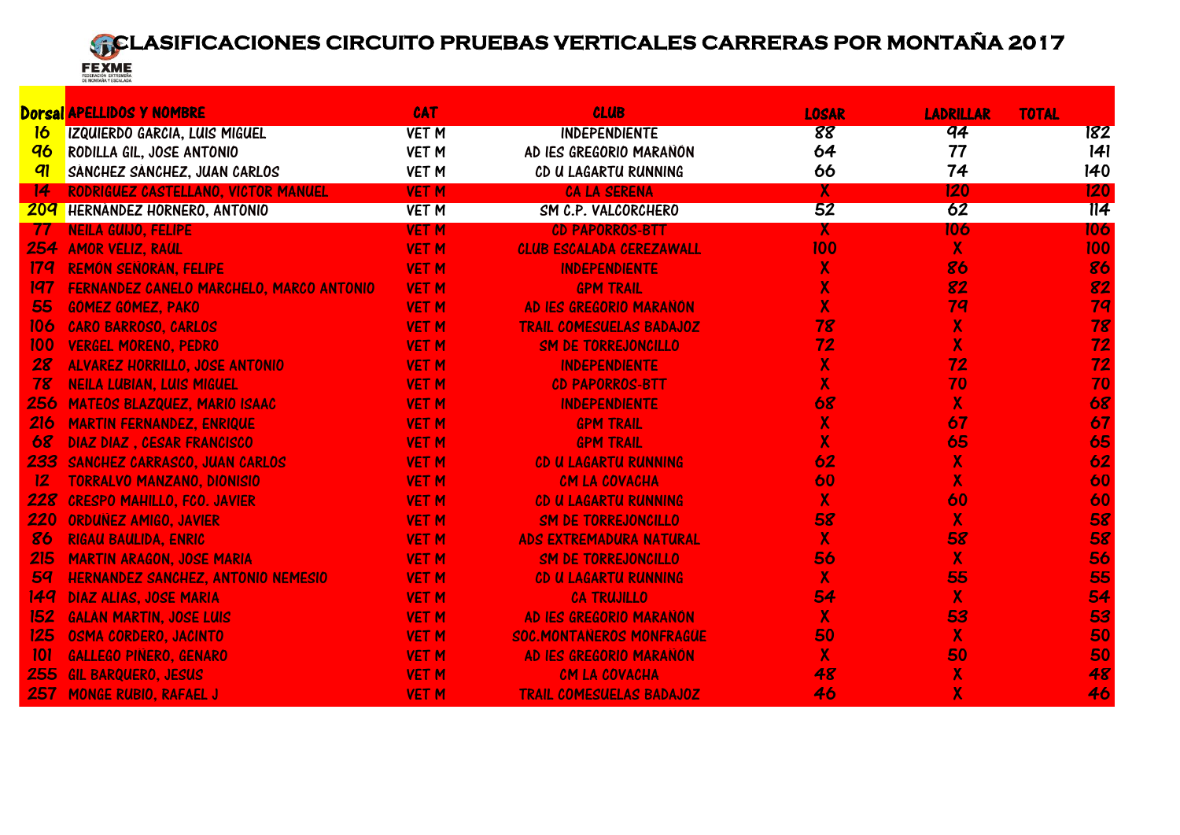# CLASIFICACIONES CIRCUITO PRUEBAS VERTICALES CARRERAS POR MONTAÑA 2017

FEXME
FEDERACIÓN EXTREMEÑA DE MONTAÑA Y ESCALADA

| Dorsal | APELLIDOS Y NOMBRE | CAT | CLUB | LOSAR | LADRILLAR | TOTAL |
|---|---|---|---|---|---|---|
| 16 | IZQUIERDO GARCIA, LUIS MIGUEL | VET M | INDEPENDIENTE | 88 | 94 | 182 |
| 96 | RODILLA GIL, JOSE ANTONIO | VET M | AD IES GREGORIO MARAÑON | 64 | 77 | 141 |
| 91 | SANCHEZ SANCHEZ, JUAN CARLOS | VET M | CD U LAGARTU RUNNING | 66 | 74 | 140 |
| 14 | RODRIGUEZ CASTELLANO, VICTOR MANUEL | VET M | CA LA SERENA | X | 120 | 120 |
| 209 | HERNÁNDEZ HORNERO, ANTONIO | VET M | SM C.P. VALCORCHERO | 52 | 62 | 114 |
| 77 | NEILA GUIJO, FELIPE | VET M | CD PAPORROS-BTT | X | 106 | 106 |
| 254 | AMOR VELIZ, RAUL | VET M | CLUB ESCALADA CEREZAWALL | 100 | X | 100 |
| 179 | REMON SEÑORÁN, FELIPE | VET M | INDEPENDIENTE | X | 86 | 86 |
| 197 | FERNANDEZ CANELO MARCHELO, MARCO ANTONIO | VET M | GPM TRAIL | X | 82 | 82 |
| 55 | GOMEZ GOMEZ, PAKO | VET M | AD IES GREGORIO MARAÑON | X | 79 | 79 |
| 106 | CARO BARROSO, CARLOS | VET M | TRAIL COMESUELAS BADAJOZ | 78 | X | 78 |
| 100 | VERGEL MORENO, PEDRO | VET M | SM DE TORREJONCILLO | 72 | X | 72 |
| 28 | ALVAREZ HORRILLO, JOSE ANTONIO | VET M | INDEPENDIENTE | X | 72 | 72 |
| 78 | NEILA LUBIAN, LUIS MIGUEL | VET M | CD PAPORROS-BTT | X | 70 | 70 |
| 256 | MATEOS BLAZQUEZ, MARIO ISAAC | VET M | INDEPENDIENTE | 68 | X | 68 |
| 216 | MARTIN FERNANDEZ, ENRIQUE | VET M | GPM TRAIL | X | 67 | 67 |
| 68 | DIAZ DIAZ , CESAR FRANCISCO | VET M | GPM TRAIL | X | 65 | 65 |
| 233 | SANCHEZ CARRASCO, JUAN CARLOS | VET M | CD U LAGARTU RUNNING | 62 | X | 62 |
| 12 | TORRALVO MANZANO, DIONISIO | VET M | CM LA COVACHA | 60 | X | 60 |
| 228 | CRESPO MAHILLO, FCO. JAVIER | VET M | CD U LAGARTU RUNNING | X | 60 | 60 |
| 220 | ORDUÑEZ AMIGO, JAVIER | VET M | SM DE TORREJONCILLO | 58 | X | 58 |
| 86 | RIGAU BAULIDA, ENRIC | VET M | ADS EXTREMADURA NATURAL | X | 58 | 58 |
| 215 | MARTIN ARAGON, JOSE MARIA | VET M | SM DE TORREJONCILLO | 56 | X | 56 |
| 59 | HERNANDEZ SANCHEZ, ANTONIO NEMESIO | VET M | CD U LAGARTU RUNNING | X | 55 | 55 |
| 149 | DIAZ ALIAS, JOSE MARIA | VET M | CA TRUJILLO | 54 | X | 54 |
| 152 | GALAN MARTIN, JOSE LUIS | VET M | AD IES GREGORIO MARAÑON | X | 53 | 53 |
| 125 | OSMA CORDERO, JACINTO | VET M | SOC.MONTAÑEROS MONFRAGUE | 50 | X | 50 |
| 101 | GALLEGO PIÑERO, GENARO | VET M | AD IES GREGORIO MARAÑON | X | 50 | 50 |
| 255 | GIL BARQUERO, JESUS | VET M | CM LA COVACHA | 48 | X | 48 |
| 257 | MONGE RUBIO, RAFAEL J | VET M | TRAIL COMESUELAS BADAJOZ | 46 | X | 46 |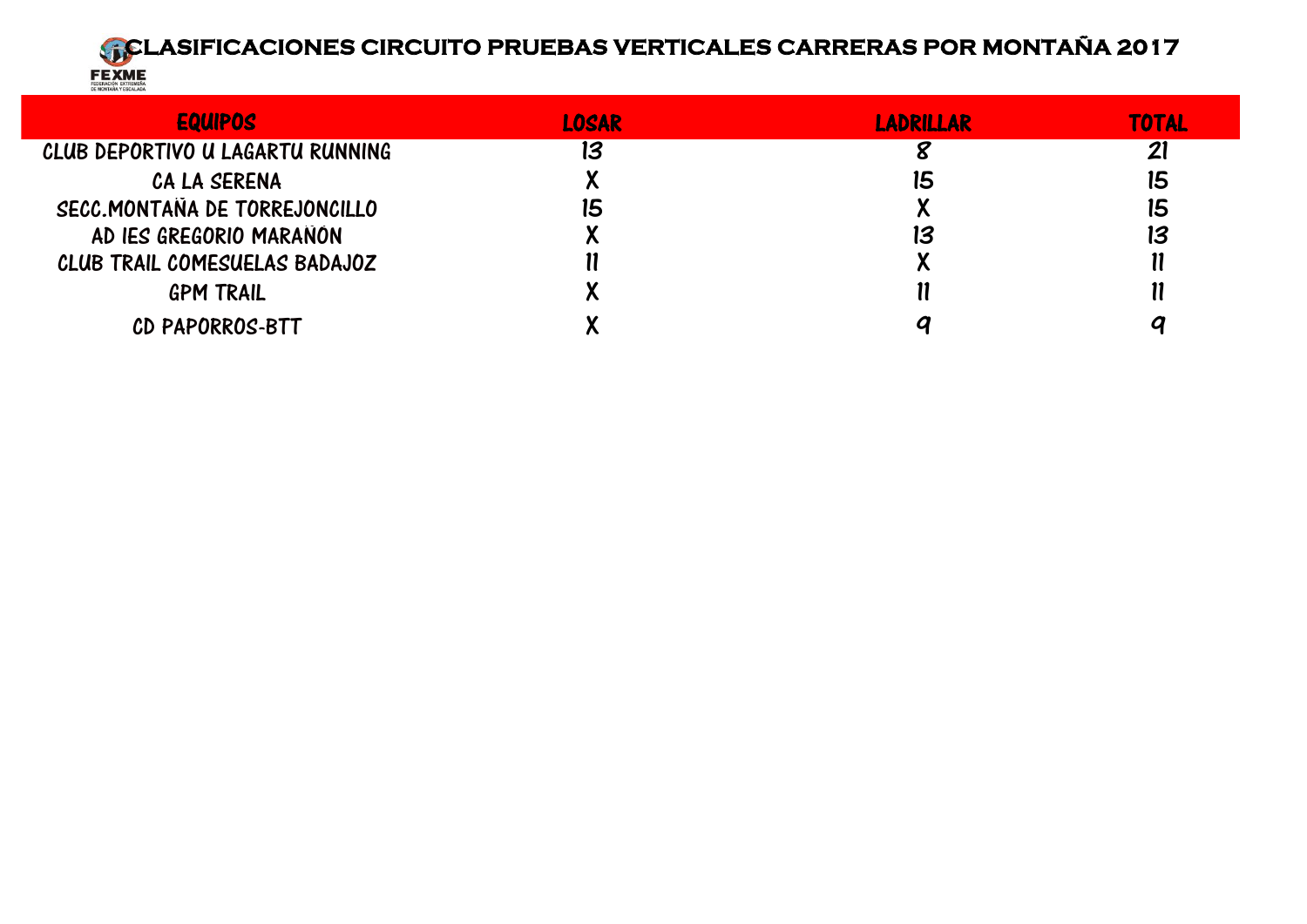# CLASIFICACIONES CIRCUITO PRUEBAS VERTICALES CARRERAS POR MONTAÑA 2017

FEXME
FEDERACIÓN EXTREMEÑA DE MONTAÑA Y ESCALADA

| EQUIPOS | LOSAR | LADRILLAR | TOTAL |
|---|---|---|---|
| CLUB DEPORTIVO U LAGARTU RUNNING | 13 | 8 | 21 |
| CA LA SERENA | X | 15 | 15 |
| SECC.MONTAÑA DE TORREJONCILLO | 15 | X | 15 |
| AD IES GREGORIO MARAÑÓN | X | 13 | 13 |
| CLUB TRAIL COMESUELAS BADAJOZ | 11 | X | 11 |
| GPM TRAIL | X | 11 | 11 |
| CD PAPORROS-BTT | X | 9 | 9 |